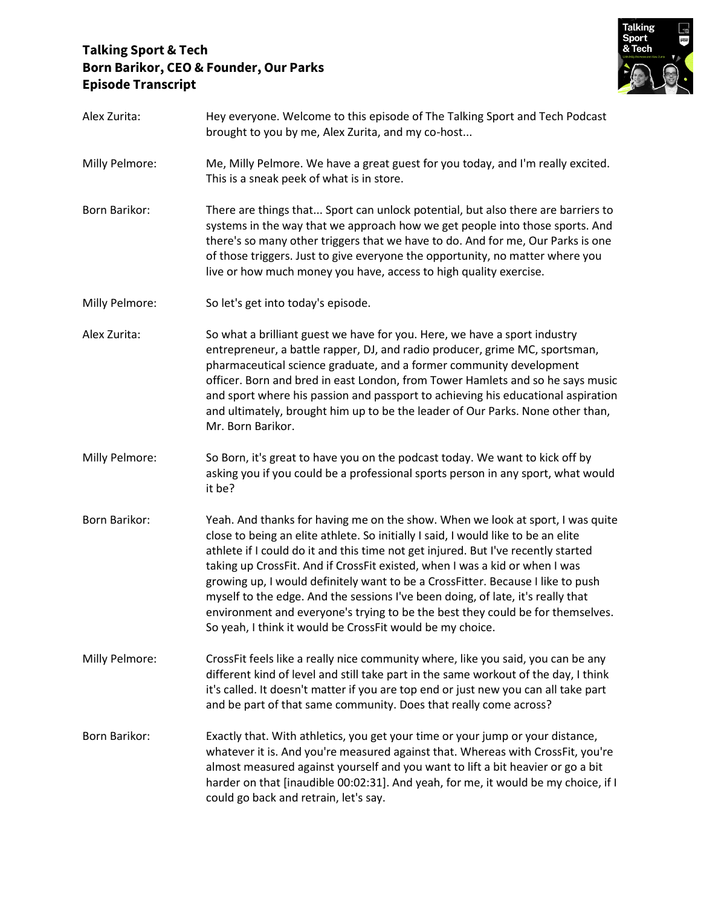# Talking Sport & Tech
## Born Barikor, CEO & Founder, Our Parks
## Episode Transcript

| | |
|---|---|
| Alex Zurita: | Hey everyone. Welcome to this episode of The Talking Sport and Tech Podcast brought to you by me, Alex Zurita, and my co-host... |
| Milly Pelmore: | Me, Milly Pelmore. We have a great guest for you today, and I'm really excited. This is a sneak peek of what is in store. |
| Born Barikor: | There are things that... Sport can unlock potential, but also there are barriers to systems in the way that we approach how we get people into those sports. And there's so many other triggers that we have to do. And for me, Our Parks is one of those triggers. Just to give everyone the opportunity, no matter where you live or how much money you have, access to high quality exercise. |
| Milly Pelmore: | So let's get into today's episode. |
| Alex Zurita: | So what a brilliant guest we have for you. Here, we have a sport industry entrepreneur, a battle rapper, DJ, and radio producer, grime MC, sportsman, pharmaceutical science graduate, and a former community development officer. Born and bred in east London, from Tower Hamlets and so he says music and sport where his passion and passport to achieving his educational aspiration and ultimately, brought him up to be the leader of Our Parks. None other than, Mr. Born Barikor. |
| Milly Pelmore: | So Born, it's great to have you on the podcast today. We want to kick off by asking you if you could be a professional sports person in any sport, what would it be? |
| Born Barikor: | Yeah. And thanks for having me on the show. When we look at sport, I was quite close to being an elite athlete. So initially I said, I would like to be an elite athlete if I could do it and this time not get injured. But I've recently started taking up CrossFit. And if CrossFit existed, when I was a kid or when I was growing up, I would definitely want to be a CrossFitter. Because I like to push myself to the edge. And the sessions I've been doing, of late, it's really that environment and everyone's trying to be the best they could be for themselves. So yeah, I think it would be CrossFit would be my choice. |
| Milly Pelmore: | CrossFit feels like a really nice community where, like you said, you can be any different kind of level and still take part in the same workout of the day, I think it's called. It doesn't matter if you are top end or just new you can all take part and be part of that same community. Does that really come across? |
| Born Barikor: | Exactly that. With athletics, you get your time or your jump or your distance, whatever it is. And you're measured against that. Whereas with CrossFit, you're almost measured against yourself and you want to lift a bit heavier or go a bit harder on that [inaudible 00:02:31]. And yeah, for me, it would be my choice, if I could go back and retrain, let's say. |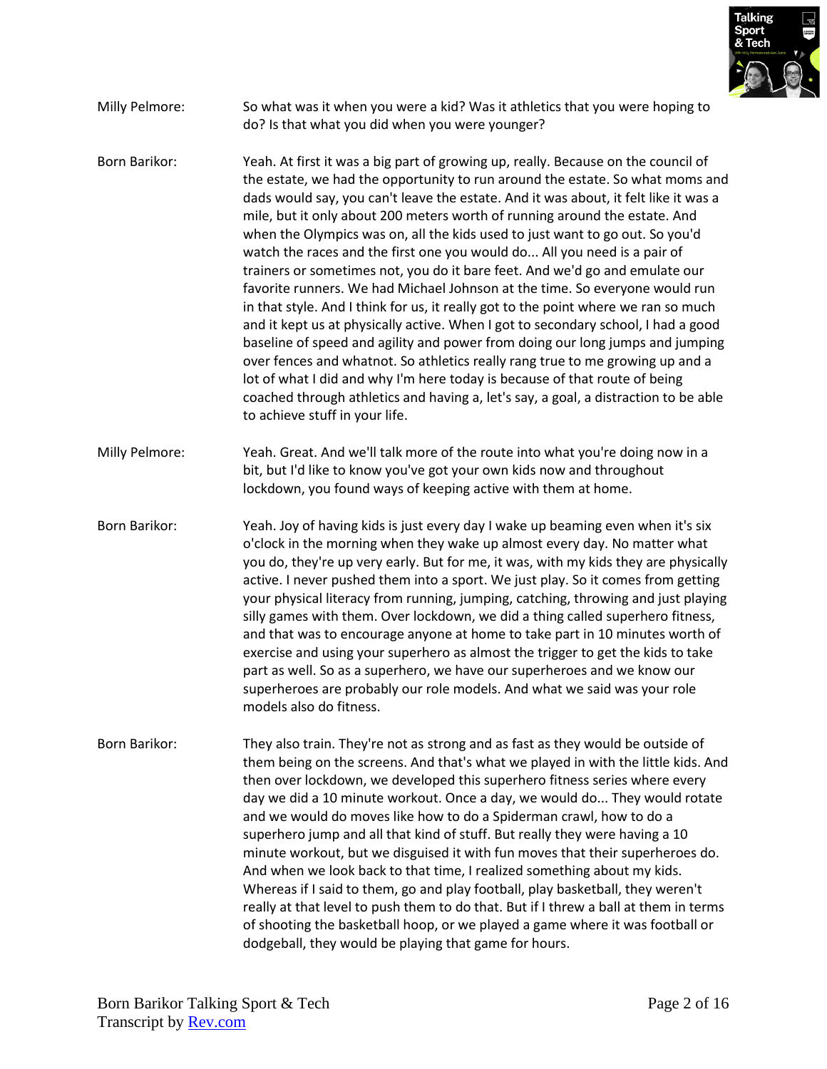**Milly Pelmore:** So what was it when you were a kid? Was it athletics that you were hoping to do? Is that what you did when you were younger?

**Born Barikor:** Yeah. At first it was a big part of growing up, really. Because on the council of the estate, we had the opportunity to run around the estate. So what moms and dads would say, you can't leave the estate. And it was about, it felt like it was a mile, but it only about 200 meters worth of running around the estate. And when the Olympics was on, all the kids used to just want to go out. So you'd watch the races and the first one you would do... All you need is a pair of trainers or sometimes not, you do it bare feet. And we'd go and emulate our favorite runners. We had Michael Johnson at the time. So everyone would run in that style. And I think for us, it really got to the point where we ran so much and it kept us at physically active. When I got to secondary school, I had a good baseline of speed and agility and power from doing our long jumps and jumping over fences and whatnot. So athletics really rang true to me growing up and a lot of what I did and why I'm here today is because of that route of being coached through athletics and having a, let's say, a goal, a distraction to be able to achieve stuff in your life.

**Milly Pelmore:** Yeah. Great. And we'll talk more of the route into what you're doing now in a bit, but I'd like to know you've got your own kids now and throughout lockdown, you found ways of keeping active with them at home.

**Born Barikor:** Yeah. Joy of having kids is just every day I wake up beaming even when it's six o'clock in the morning when they wake up almost every day. No matter what you do, they're up very early. But for me, it was, with my kids they are physically active. I never pushed them into a sport. We just play. So it comes from getting your physical literacy from running, jumping, catching, throwing and just playing silly games with them. Over lockdown, we did a thing called superhero fitness, and that was to encourage anyone at home to take part in 10 minutes worth of exercise and using your superhero as almost the trigger to get the kids to take part as well. So as a superhero, we have our superheroes and we know our superheroes are probably our role models. And what we said was your role models also do fitness.

**Born Barikor:** They also train. They're not as strong and as fast as they would be outside of them being on the screens. And that's what we played in with the little kids. And then over lockdown, we developed this superhero fitness series where every day we did a 10 minute workout. Once a day, we would do... They would rotate and we would do moves like how to do a Spiderman crawl, how to do a superhero jump and all that kind of stuff. But really they were having a 10 minute workout, but we disguised it with fun moves that their superheroes do. And when we look back to that time, I realized something about my kids. Whereas if I said to them, go and play football, play basketball, they weren't really at that level to push them to do that. But if I threw a ball at them in terms of shooting the basketball hoop, or we played a game where it was football or dodgeball, they would be playing that game for hours.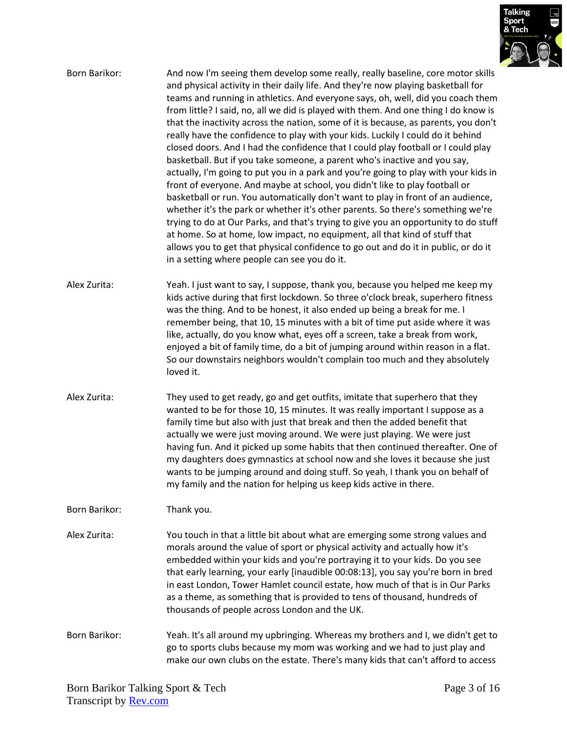**Born Barikor:** And now I'm seeing them develop some really, really baseline, core motor skills and physical activity in their daily life. And they're now playing basketball for teams and running in athletics. And everyone says, oh, well, did you coach them from little? I said, no, all we did is played with them. And one thing I do know is that the inactivity across the nation, some of it is because, as parents, you don't really have the confidence to play with your kids. Luckily I could do it behind closed doors. And I had the confidence that I could play football or I could play basketball. But if you take someone, a parent who's inactive and you say, actually, I'm going to put you in a park and you're going to play with your kids in front of everyone. And maybe at school, you didn't like to play football or basketball or run. You automatically don't want to play in front of an audience, whether it's the park or whether it's other parents. So there's something we're trying to do at Our Parks, and that's trying to give you an opportunity to do stuff at home. So at home, low impact, no equipment, all that kind of stuff that allows you to get that physical confidence to go out and do it in public, or do it in a setting where people can see you do it.

**Alex Zurita:** Yeah. I just want to say, I suppose, thank you, because you helped me keep my kids active during that first lockdown. So three o'clock break, superhero fitness was the thing. And to be honest, it also ended up being a break for me. I remember being, that 10, 15 minutes with a bit of time put aside where it was like, actually, do you know what, eyes off a screen, take a break from work, enjoyed a bit of family time, do a bit of jumping around within reason in a flat. So our downstairs neighbors wouldn't complain too much and they absolutely loved it.

**Alex Zurita:** They used to get ready, go and get outfits, imitate that superhero that they wanted to be for those 10, 15 minutes. It was really important I suppose as a family time but also with just that break and then the added benefit that actually we were just moving around. We were just playing. We were just having fun. And it picked up some habits that then continued thereafter. One of my daughters does gymnastics at school now and she loves it because she just wants to be jumping around and doing stuff. So yeah, I thank you on behalf of my family and the nation for helping us keep kids active in there.

**Born Barikor:** Thank you.

**Alex Zurita:** You touch in that a little bit about what are emerging some strong values and morals around the value of sport or physical activity and actually how it's embedded within your kids and you're portraying it to your kids. Do you see that early learning, your early [inaudible 00:08:13], you say you're born in bred in east London, Tower Hamlet council estate, how much of that is in Our Parks as a theme, as something that is provided to tens of thousand, hundreds of thousands of people across London and the UK.

**Born Barikor:** Yeah. It's all around my upbringing. Whereas my brothers and I, we didn't get to go to sports clubs because my mom was working and we had to just play and make our own clubs on the estate. There's many kids that can't afford to access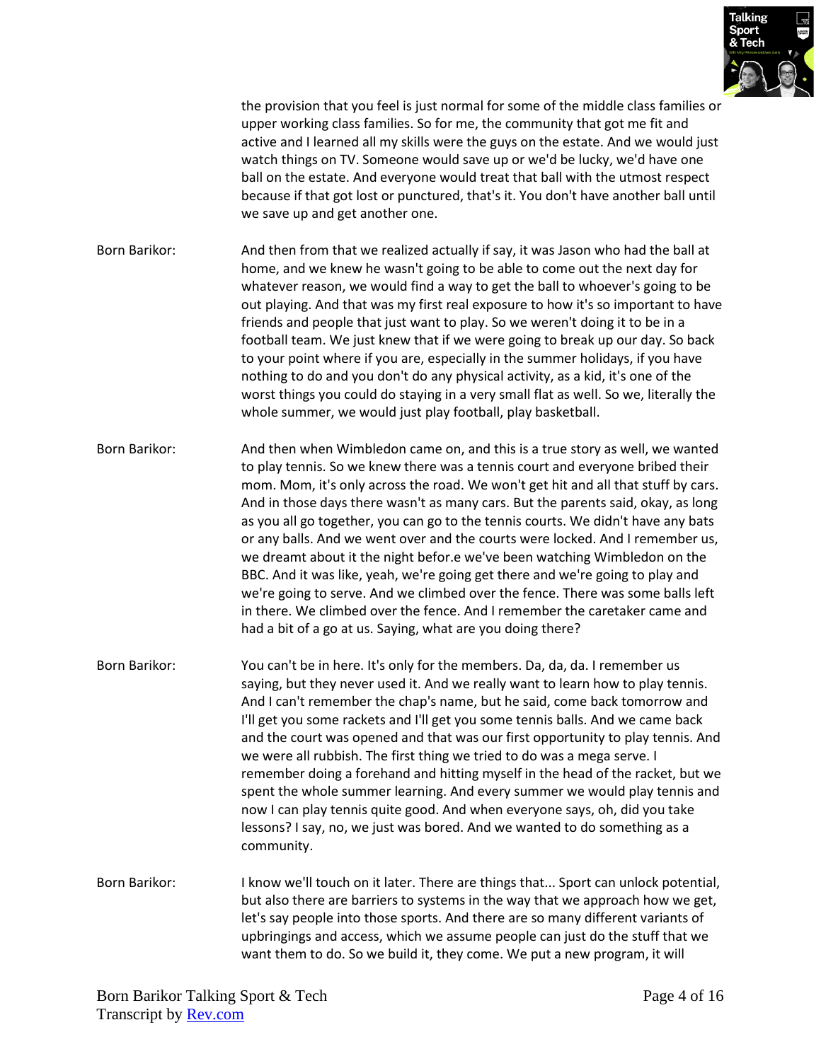the provision that you feel is just normal for some of the middle class families or upper working class families. So for me, the community that got me fit and active and I learned all my skills were the guys on the estate. And we would just watch things on TV. Someone would save up or we'd be lucky, we'd have one ball on the estate. And everyone would treat that ball with the utmost respect because if that got lost or punctured, that's it. You don't have another ball until we save up and get another one.

Born Barikor: And then from that we realized actually if say, it was Jason who had the ball at home, and we knew he wasn't going to be able to come out the next day for whatever reason, we would find a way to get the ball to whoever's going to be out playing. And that was my first real exposure to how it's so important to have friends and people that just want to play. So we weren't doing it to be in a football team. We just knew that if we were going to break up our day. So back to your point where if you are, especially in the summer holidays, if you have nothing to do and you don't do any physical activity, as a kid, it's one of the worst things you could do staying in a very small flat as well. So we, literally the whole summer, we would just play football, play basketball.

Born Barikor: And then when Wimbledon came on, and this is a true story as well, we wanted to play tennis. So we knew there was a tennis court and everyone bribed their mom. Mom, it's only across the road. We won't get hit and all that stuff by cars. And in those days there wasn't as many cars. But the parents said, okay, as long as you all go together, you can go to the tennis courts. We didn't have any bats or any balls. And we went over and the courts were locked. And I remember us, we dreamt about it the night befor.e we've been watching Wimbledon on the BBC. And it was like, yeah, we're going get there and we're going to play and we're going to serve. And we climbed over the fence. There was some balls left in there. We climbed over the fence. And I remember the caretaker came and had a bit of a go at us. Saying, what are you doing there?

Born Barikor: You can't be in here. It's only for the members. Da, da, da. I remember us saying, but they never used it. And we really want to learn how to play tennis. And I can't remember the chap's name, but he said, come back tomorrow and I'll get you some rackets and I'll get you some tennis balls. And we came back and the court was opened and that was our first opportunity to play tennis. And we were all rubbish. The first thing we tried to do was a mega serve. I remember doing a forehand and hitting myself in the head of the racket, but we spent the whole summer learning. And every summer we would play tennis and now I can play tennis quite good. And when everyone says, oh, did you take lessons? I say, no, we just was bored. And we wanted to do something as a community.

Born Barikor: I know we'll touch on it later. There are things that... Sport can unlock potential, but also there are barriers to systems in the way that we approach how we get, let's say people into those sports. And there are so many different variants of upbringings and access, which we assume people can just do the stuff that we want them to do. So we build it, they come. We put a new program, it will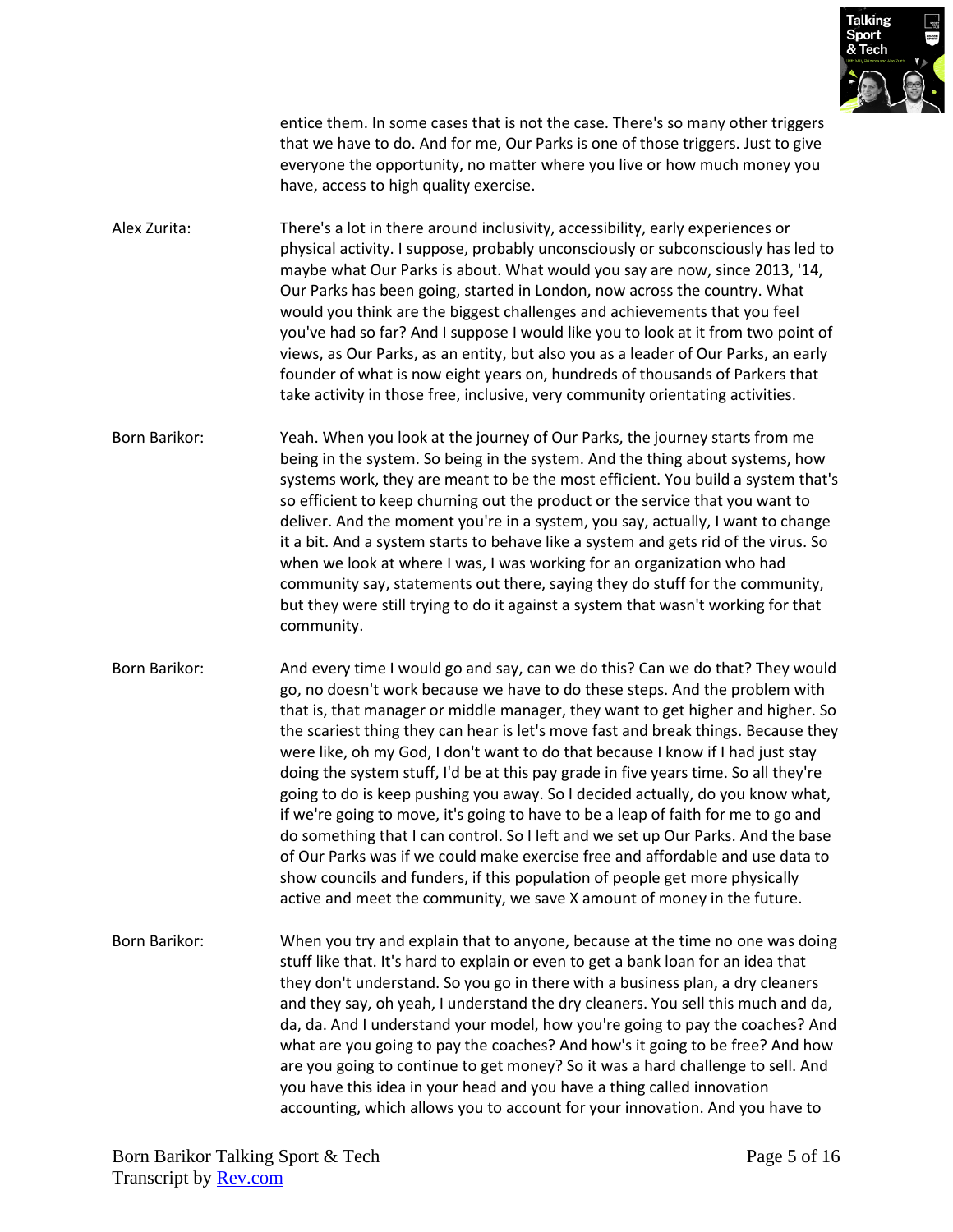entice them. In some cases that is not the case. There's so many other triggers that we have to do. And for me, Our Parks is one of those triggers. Just to give everyone the opportunity, no matter where you live or how much money you have, access to high quality exercise.

Alex Zurita: There's a lot in there around inclusivity, accessibility, early experiences or physical activity. I suppose, probably unconsciously or subconsciously has led to maybe what Our Parks is about. What would you say are now, since 2013, '14, Our Parks has been going, started in London, now across the country. What would you think are the biggest challenges and achievements that you feel you've had so far? And I suppose I would like you to look at it from two point of views, as Our Parks, as an entity, but also you as a leader of Our Parks, an early founder of what is now eight years on, hundreds of thousands of Parkers that take activity in those free, inclusive, very community orientating activities.

Born Barikor: Yeah. When you look at the journey of Our Parks, the journey starts from me being in the system. So being in the system. And the thing about systems, how systems work, they are meant to be the most efficient. You build a system that's so efficient to keep churning out the product or the service that you want to deliver. And the moment you're in a system, you say, actually, I want to change it a bit. And a system starts to behave like a system and gets rid of the virus. So when we look at where I was, I was working for an organization who had community say, statements out there, saying they do stuff for the community, but they were still trying to do it against a system that wasn't working for that community.

Born Barikor: And every time I would go and say, can we do this? Can we do that? They would go, no doesn't work because we have to do these steps. And the problem with that is, that manager or middle manager, they want to get higher and higher. So the scariest thing they can hear is let's move fast and break things. Because they were like, oh my God, I don't want to do that because I know if I had just stay doing the system stuff, I'd be at this pay grade in five years time. So all they're going to do is keep pushing you away. So I decided actually, do you know what, if we're going to move, it's going to have to be a leap of faith for me to go and do something that I can control. So I left and we set up Our Parks. And the base of Our Parks was if we could make exercise free and affordable and use data to show councils and funders, if this population of people get more physically active and meet the community, we save X amount of money in the future.

Born Barikor: When you try and explain that to anyone, because at the time no one was doing stuff like that. It's hard to explain or even to get a bank loan for an idea that they don't understand. So you go in there with a business plan, a dry cleaners and they say, oh yeah, I understand the dry cleaners. You sell this much and da, da, da. And I understand your model, how you're going to pay the coaches? And what are you going to pay the coaches? And how's it going to be free? And how are you going to continue to get money? So it was a hard challenge to sell. And you have this idea in your head and you have a thing called innovation accounting, which allows you to account for your innovation. And you have to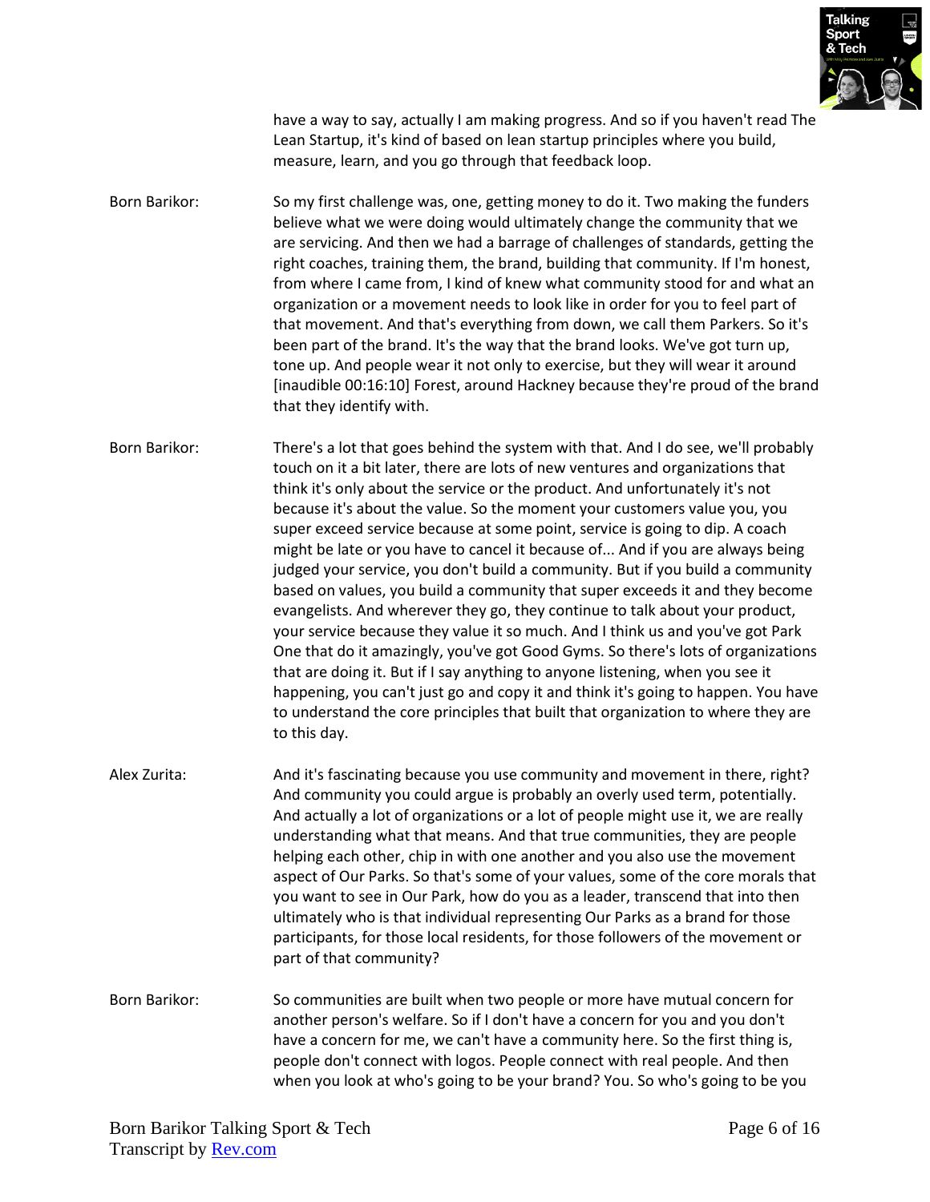have a way to say, actually I am making progress. And so if you haven't read The Lean Startup, it's kind of based on lean startup principles where you build, measure, learn, and you go through that feedback loop.

Born Barikor: So my first challenge was, one, getting money to do it. Two making the funders believe what we were doing would ultimately change the community that we are servicing. And then we had a barrage of challenges of standards, getting the right coaches, training them, the brand, building that community. If I'm honest, from where I came from, I kind of knew what community stood for and what an organization or a movement needs to look like in order for you to feel part of that movement. And that's everything from down, we call them Parkers. So it's been part of the brand. It's the way that the brand looks. We've got turn up, tone up. And people wear it not only to exercise, but they will wear it around [inaudible 00:16:10] Forest, around Hackney because they're proud of the brand that they identify with.

Born Barikor: There's a lot that goes behind the system with that. And I do see, we'll probably touch on it a bit later, there are lots of new ventures and organizations that think it's only about the service or the product. And unfortunately it's not because it's about the value. So the moment your customers value you, you super exceed service because at some point, service is going to dip. A coach might be late or you have to cancel it because of... And if you are always being judged your service, you don't build a community. But if you build a community based on values, you build a community that super exceeds it and they become evangelists. And wherever they go, they continue to talk about your product, your service because they value it so much. And I think us and you've got Park One that do it amazingly, you've got Good Gyms. So there's lots of organizations that are doing it. But if I say anything to anyone listening, when you see it happening, you can't just go and copy it and think it's going to happen. You have to understand the core principles that built that organization to where they are to this day.

Alex Zurita: And it's fascinating because you use community and movement in there, right? And community you could argue is probably an overly used term, potentially. And actually a lot of organizations or a lot of people might use it, we are really understanding what that means. And that true communities, they are people helping each other, chip in with one another and you also use the movement aspect of Our Parks. So that's some of your values, some of the core morals that you want to see in Our Park, how do you as a leader, transcend that into then ultimately who is that individual representing Our Parks as a brand for those participants, for those local residents, for those followers of the movement or part of that community?

Born Barikor: So communities are built when two people or more have mutual concern for another person's welfare. So if I don't have a concern for you and you don't have a concern for me, we can't have a community here. So the first thing is, people don't connect with logos. People connect with real people. And then when you look at who's going to be your brand? You. So who's going to be you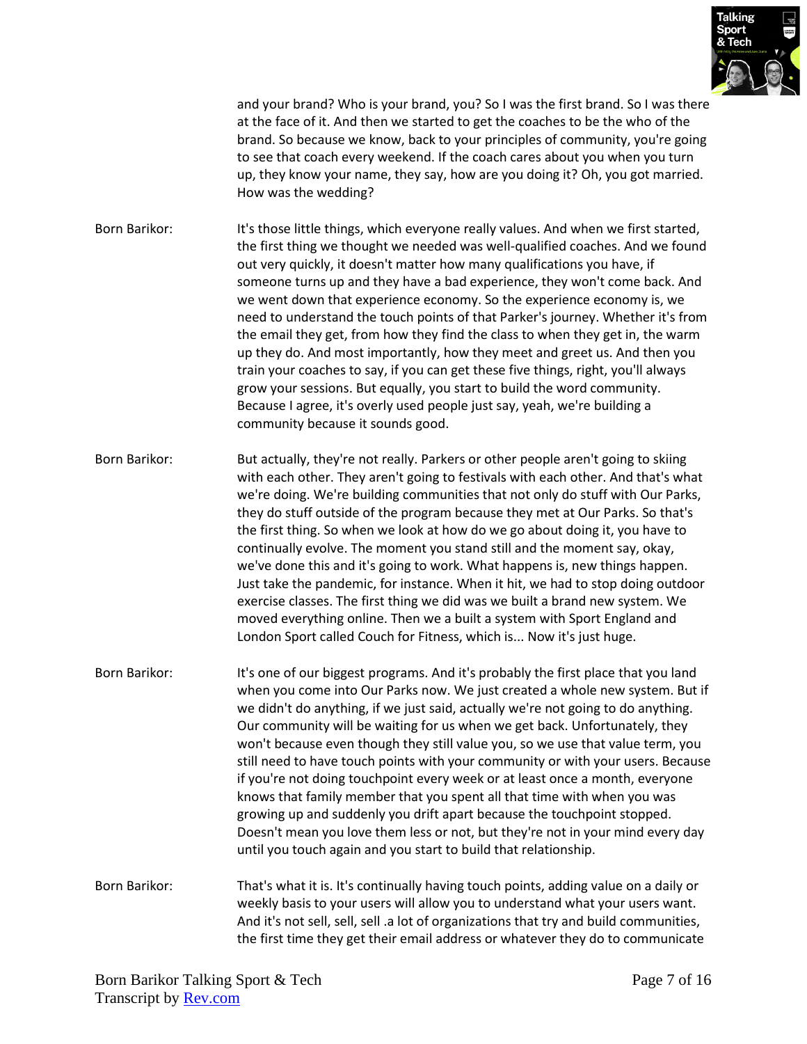and your brand? Who is your brand, you? So I was the first brand. So I was there at the face of it. And then we started to get the coaches to be the who of the brand. So because we know, back to your principles of community, you're going to see that coach every weekend. If the coach cares about you when you turn up, they know your name, they say, how are you doing it? Oh, you got married. How was the wedding?

Born Barikor: It's those little things, which everyone really values. And when we first started, the first thing we thought we needed was well-qualified coaches. And we found out very quickly, it doesn't matter how many qualifications you have, if someone turns up and they have a bad experience, they won't come back. And we went down that experience economy. So the experience economy is, we need to understand the touch points of that Parker's journey. Whether it's from the email they get, from how they find the class to when they get in, the warm up they do. And most importantly, how they meet and greet us. And then you train your coaches to say, if you can get these five things, right, you'll always grow your sessions. But equally, you start to build the word community. Because I agree, it's overly used people just say, yeah, we're building a community because it sounds good.

Born Barikor: But actually, they're not really. Parkers or other people aren't going to skiing with each other. They aren't going to festivals with each other. And that's what we're doing. We're building communities that not only do stuff with Our Parks, they do stuff outside of the program because they met at Our Parks. So that's the first thing. So when we look at how do we go about doing it, you have to continually evolve. The moment you stand still and the moment say, okay, we've done this and it's going to work. What happens is, new things happen. Just take the pandemic, for instance. When it hit, we had to stop doing outdoor exercise classes. The first thing we did was we built a brand new system. We moved everything online. Then we a built a system with Sport England and London Sport called Couch for Fitness, which is... Now it's just huge.

Born Barikor: It's one of our biggest programs. And it's probably the first place that you land when you come into Our Parks now. We just created a whole new system. But if we didn't do anything, if we just said, actually we're not going to do anything. Our community will be waiting for us when we get back. Unfortunately, they won't because even though they still value you, so we use that value term, you still need to have touch points with your community or with your users. Because if you're not doing touchpoint every week or at least once a month, everyone knows that family member that you spent all that time with when you was growing up and suddenly you drift apart because the touchpoint stopped. Doesn't mean you love them less or not, but they're not in your mind every day until you touch again and you start to build that relationship.

Born Barikor: That's what it is. It's continually having touch points, adding value on a daily or weekly basis to your users will allow you to understand what your users want. And it's not sell, sell, sell .a lot of organizations that try and build communities, the first time they get their email address or whatever they do to communicate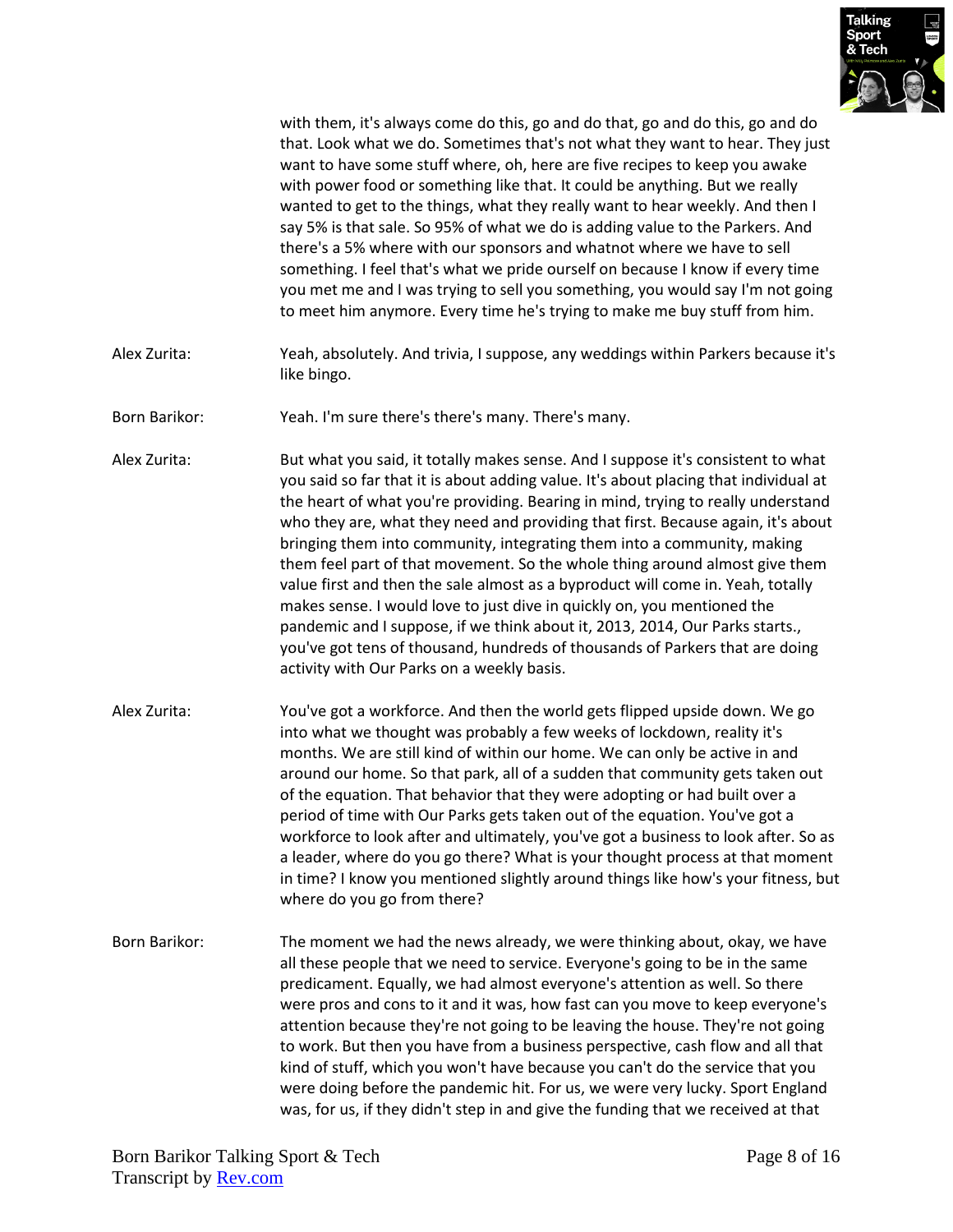with them, it's always come do this, go and do that, go and do this, go and do that. Look what we do. Sometimes that's not what they want to hear. They just want to have some stuff where, oh, here are five recipes to keep you awake with power food or something like that. It could be anything. But we really wanted to get to the things, what they really want to hear weekly. And then I say 5% is that sale. So 95% of what we do is adding value to the Parkers. And there's a 5% where with our sponsors and whatnot where we have to sell something. I feel that's what we pride ourself on because I know if every time you met me and I was trying to sell you something, you would say I'm not going to meet him anymore. Every time he's trying to make me buy stuff from him.

**Alex Zurita:** Yeah, absolutely. And trivia, I suppose, any weddings within Parkers because it's like bingo.

**Born Barikor:** Yeah. I'm sure there's there's many. There's many.

**Alex Zurita:** But what you said, it totally makes sense. And I suppose it's consistent to what you said so far that it is about adding value. It's about placing that individual at the heart of what you're providing. Bearing in mind, trying to really understand who they are, what they need and providing that first. Because again, it's about bringing them into community, integrating them into a community, making them feel part of that movement. So the whole thing around almost give them value first and then the sale almost as a byproduct will come in. Yeah, totally makes sense. I would love to just dive in quickly on, you mentioned the pandemic and I suppose, if we think about it, 2013, 2014, Our Parks starts., you've got tens of thousand, hundreds of thousands of Parkers that are doing activity with Our Parks on a weekly basis.

**Alex Zurita:** You've got a workforce. And then the world gets flipped upside down. We go into what we thought was probably a few weeks of lockdown, reality it's months. We are still kind of within our home. We can only be active in and around our home. So that park, all of a sudden that community gets taken out of the equation. That behavior that they were adopting or had built over a period of time with Our Parks gets taken out of the equation. You've got a workforce to look after and ultimately, you've got a business to look after. So as a leader, where do you go there? What is your thought process at that moment in time? I know you mentioned slightly around things like how's your fitness, but where do you go from there?

**Born Barikor:** The moment we had the news already, we were thinking about, okay, we have all these people that we need to service. Everyone's going to be in the same predicament. Equally, we had almost everyone's attention as well. So there were pros and cons to it and it was, how fast can you move to keep everyone's attention because they're not going to be leaving the house. They're not going to work. But then you have from a business perspective, cash flow and all that kind of stuff, which you won't have because you can't do the service that you were doing before the pandemic hit. For us, we were very lucky. Sport England was, for us, if they didn't step in and give the funding that we received at that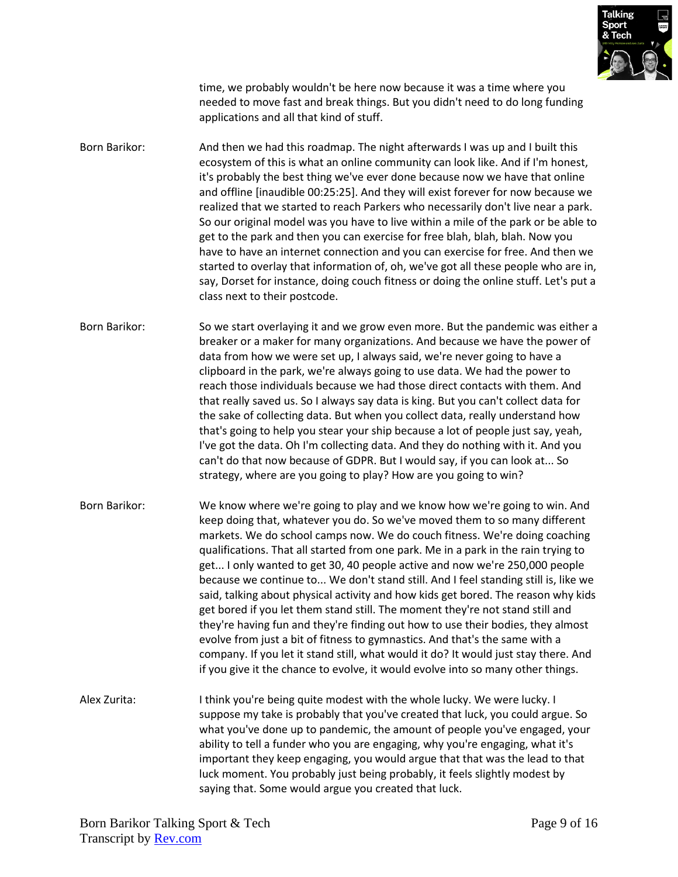time, we probably wouldn't be here now because it was a time where you needed to move fast and break things. But you didn't need to do long funding applications and all that kind of stuff.

Born Barikor: And then we had this roadmap. The night afterwards I was up and I built this ecosystem of this is what an online community can look like. And if I'm honest, it's probably the best thing we've ever done because now we have that online and offline [inaudible 00:25:25]. And they will exist forever for now because we realized that we started to reach Parkers who necessarily don't live near a park. So our original model was you have to live within a mile of the park or be able to get to the park and then you can exercise for free blah, blah, blah. Now you have to have an internet connection and you can exercise for free. And then we started to overlay that information of, oh, we've got all these people who are in, say, Dorset for instance, doing couch fitness or doing the online stuff. Let's put a class next to their postcode.

Born Barikor: So we start overlaying it and we grow even more. But the pandemic was either a breaker or a maker for many organizations. And because we have the power of data from how we were set up, I always said, we're never going to have a clipboard in the park, we're always going to use data. We had the power to reach those individuals because we had those direct contacts with them. And that really saved us. So I always say data is king. But you can't collect data for the sake of collecting data. But when you collect data, really understand how that's going to help you stear your ship because a lot of people just say, yeah, I've got the data. Oh I'm collecting data. And they do nothing with it. And you can't do that now because of GDPR. But I would say, if you can look at... So strategy, where are you going to play? How are you going to win?

Born Barikor: We know where we're going to play and we know how we're going to win. And keep doing that, whatever you do. So we've moved them to so many different markets. We do school camps now. We do couch fitness. We're doing coaching qualifications. That all started from one park. Me in a park in the rain trying to get... I only wanted to get 30, 40 people active and now we're 250,000 people because we continue to... We don't stand still. And I feel standing still is, like we said, talking about physical activity and how kids get bored. The reason why kids get bored if you let them stand still. The moment they're not stand still and they're having fun and they're finding out how to use their bodies, they almost evolve from just a bit of fitness to gymnastics. And that's the same with a company. If you let it stand still, what would it do? It would just stay there. And if you give it the chance to evolve, it would evolve into so many other things.

Alex Zurita: I think you're being quite modest with the whole lucky. We were lucky. I suppose my take is probably that you've created that luck, you could argue. So what you've done up to pandemic, the amount of people you've engaged, your ability to tell a funder who you are engaging, why you're engaging, what it's important they keep engaging, you would argue that that was the lead to that luck moment. You probably just being probably, it feels slightly modest by saying that. Some would argue you created that luck.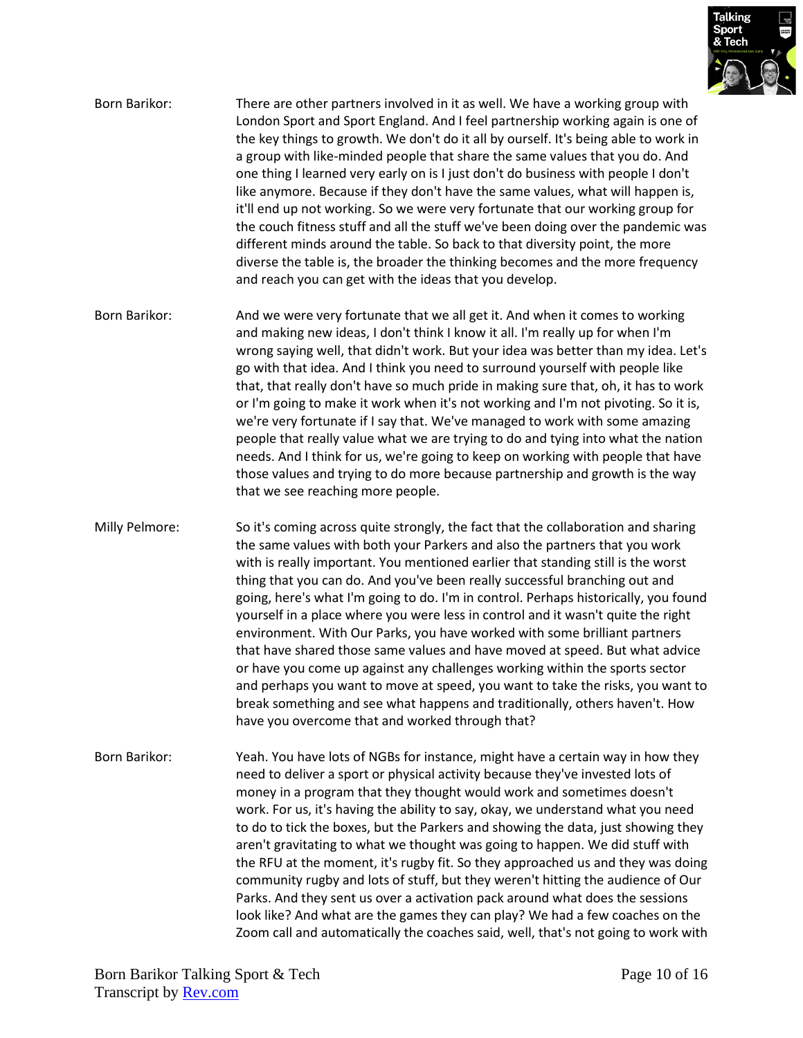**Born Barikor:** There are other partners involved in it as well. We have a working group with London Sport and Sport England. And I feel partnership working again is one of the key things to growth. We don't do it all by ourself. It's being able to work in a group with like-minded people that share the same values that you do. And one thing I learned very early on is I just don't do business with people I don't like anymore. Because if they don't have the same values, what will happen is, it'll end up not working. So we were very fortunate that our working group for the couch fitness stuff and all the stuff we've been doing over the pandemic was different minds around the table. So back to that diversity point, the more diverse the table is, the broader the thinking becomes and the more frequency and reach you can get with the ideas that you develop.

**Born Barikor:** And we were very fortunate that we all get it. And when it comes to working and making new ideas, I don't think I know it all. I'm really up for when I'm wrong saying well, that didn't work. But your idea was better than my idea. Let's go with that idea. And I think you need to surround yourself with people like that, that really don't have so much pride in making sure that, oh, it has to work or I'm going to make it work when it's not working and I'm not pivoting. So it is, we're very fortunate if I say that. We've managed to work with some amazing people that really value what we are trying to do and tying into what the nation needs. And I think for us, we're going to keep on working with people that have those values and trying to do more because partnership and growth is the way that we see reaching more people.

**Milly Pelmore:** So it's coming across quite strongly, the fact that the collaboration and sharing the same values with both your Parkers and also the partners that you work with is really important. You mentioned earlier that standing still is the worst thing that you can do. And you've been really successful branching out and going, here's what I'm going to do. I'm in control. Perhaps historically, you found yourself in a place where you were less in control and it wasn't quite the right environment. With Our Parks, you have worked with some brilliant partners that have shared those same values and have moved at speed. But what advice or have you come up against any challenges working within the sports sector and perhaps you want to move at speed, you want to take the risks, you want to break something and see what happens and traditionally, others haven't. How have you overcome that and worked through that?

**Born Barikor:** Yeah. You have lots of NGBs for instance, might have a certain way in how they need to deliver a sport or physical activity because they've invested lots of money in a program that they thought would work and sometimes doesn't work. For us, it's having the ability to say, okay, we understand what you need to do to tick the boxes, but the Parkers and showing the data, just showing they aren't gravitating to what we thought was going to happen. We did stuff with the RFU at the moment, it's rugby fit. So they approached us and they was doing community rugby and lots of stuff, but they weren't hitting the audience of Our Parks. And they sent us over a activation pack around what does the sessions look like? And what are the games they can play? We had a few coaches on the Zoom call and automatically the coaches said, well, that's not going to work with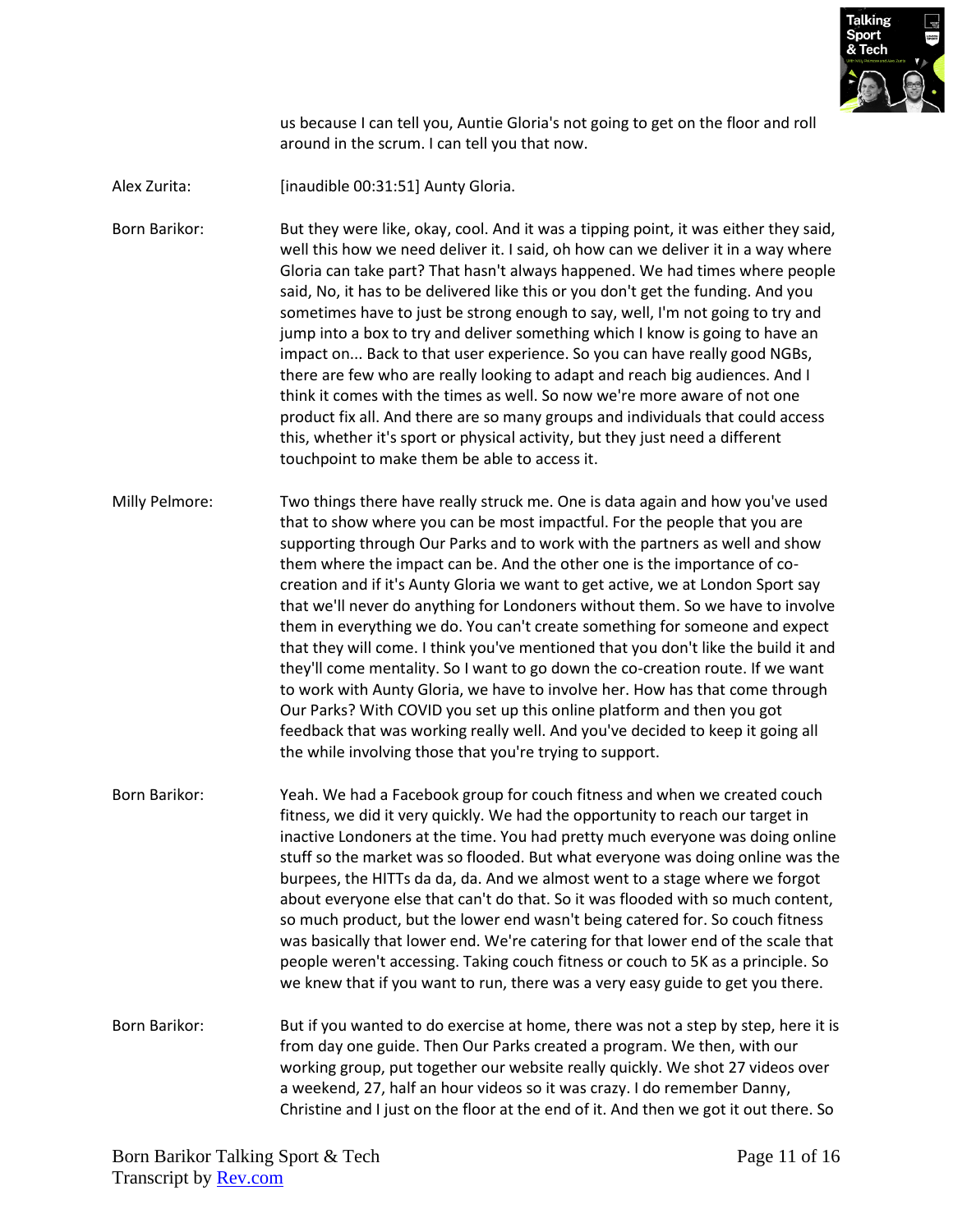us because I can tell you, Auntie Gloria's not going to get on the floor and roll around in the scrum. I can tell you that now.

**Alex Zurita:** [inaudible 00:31:51] Aunty Gloria.

**Born Barikor:** But they were like, okay, cool. And it was a tipping point, it was either they said, well this how we need deliver it. I said, oh how can we deliver it in a way where Gloria can take part? That hasn't always happened. We had times where people said, No, it has to be delivered like this or you don't get the funding. And you sometimes have to just be strong enough to say, well, I'm not going to try and jump into a box to try and deliver something which I know is going to have an impact on... Back to that user experience. So you can have really good NGBs, there are few who are really looking to adapt and reach big audiences. And I think it comes with the times as well. So now we're more aware of not one product fix all. And there are so many groups and individuals that could access this, whether it's sport or physical activity, but they just need a different touchpoint to make them be able to access it.

**Milly Pelmore:** Two things there have really struck me. One is data again and how you've used that to show where you can be most impactful. For the people that you are supporting through Our Parks and to work with the partners as well and show them where the impact can be. And the other one is the importance of co-creation and if it's Aunty Gloria we want to get active, we at London Sport say that we'll never do anything for Londoners without them. So we have to involve them in everything we do. You can't create something for someone and expect that they will come. I think you've mentioned that you don't like the build it and they'll come mentality. So I want to go down the co-creation route. If we want to work with Aunty Gloria, we have to involve her. How has that come through Our Parks? With COVID you set up this online platform and then you got feedback that was working really well. And you've decided to keep it going all the while involving those that you're trying to support.

**Born Barikor:** Yeah. We had a Facebook group for couch fitness and when we created couch fitness, we did it very quickly. We had the opportunity to reach our target in inactive Londoners at the time. You had pretty much everyone was doing online stuff so the market was so flooded. But what everyone was doing online was the burpees, the HITTs da da, da. And we almost went to a stage where we forgot about everyone else that can't do that. So it was flooded with so much content, so much product, but the lower end wasn't being catered for. So couch fitness was basically that lower end. We're catering for that lower end of the scale that people weren't accessing. Taking couch fitness or couch to 5K as a principle. So we knew that if you want to run, there was a very easy guide to get you there.

**Born Barikor:** But if you wanted to do exercise at home, there was not a step by step, here it is from day one guide. Then Our Parks created a program. We then, with our working group, put together our website really quickly. We shot 27 videos over a weekend, 27, half an hour videos so it was crazy. I do remember Danny, Christine and I just on the floor at the end of it. And then we got it out there. So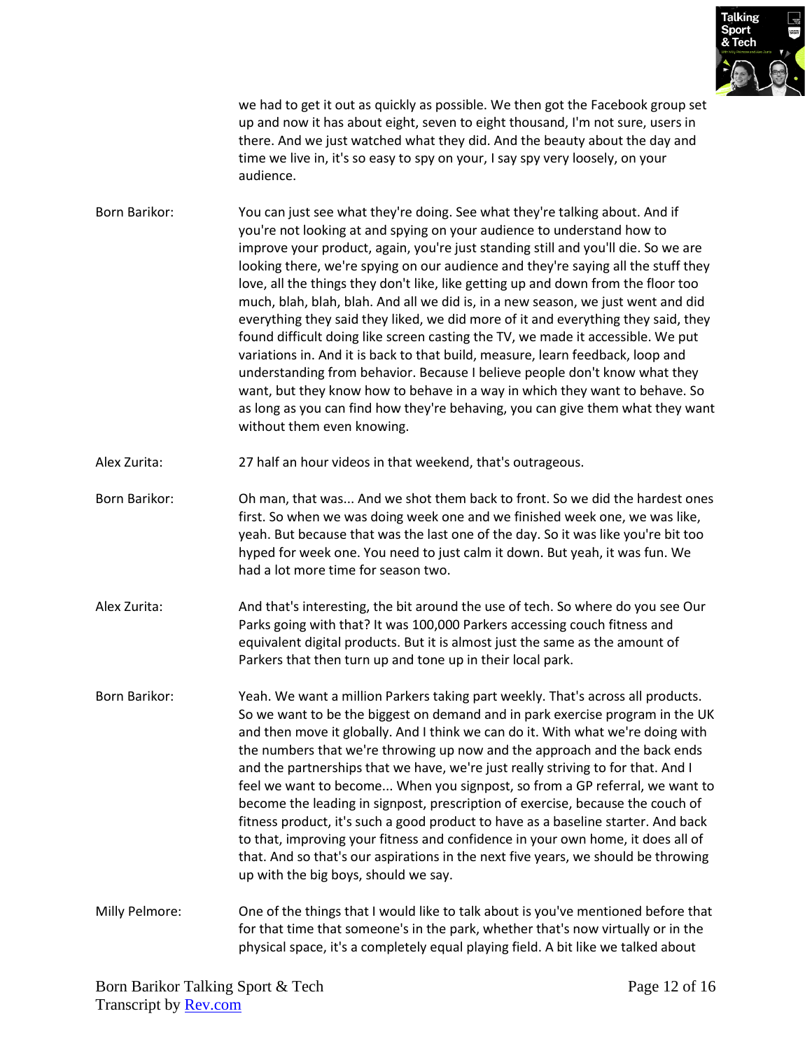we had to get it out as quickly as possible. We then got the Facebook group set up and now it has about eight, seven to eight thousand, I'm not sure, users in there. And we just watched what they did. And the beauty about the day and time we live in, it's so easy to spy on your, I say spy very loosely, on your audience.

Born Barikor: You can just see what they're doing. See what they're talking about. And if you're not looking at and spying on your audience to understand how to improve your product, again, you're just standing still and you'll die. So we are looking there, we're spying on our audience and they're saying all the stuff they love, all the things they don't like, like getting up and down from the floor too much, blah, blah, blah. And all we did is, in a new season, we just went and did everything they said they liked, we did more of it and everything they said, they found difficult doing like screen casting the TV, we made it accessible. We put variations in. And it is back to that build, measure, learn feedback, loop and understanding from behavior. Because I believe people don't know what they want, but they know how to behave in a way in which they want to behave. So as long as you can find how they're behaving, you can give them what they want without them even knowing.

Alex Zurita: 27 half an hour videos in that weekend, that's outrageous.

Born Barikor: Oh man, that was... And we shot them back to front. So we did the hardest ones first. So when we was doing week one and we finished week one, we was like, yeah. But because that was the last one of the day. So it was like you're bit too hyped for week one. You need to just calm it down. But yeah, it was fun. We had a lot more time for season two.

Alex Zurita: And that's interesting, the bit around the use of tech. So where do you see Our Parks going with that? It was 100,000 Parkers accessing couch fitness and equivalent digital products. But it is almost just the same as the amount of Parkers that then turn up and tone up in their local park.

Born Barikor: Yeah. We want a million Parkers taking part weekly. That's across all products. So we want to be the biggest on demand and in park exercise program in the UK and then move it globally. And I think we can do it. With what we're doing with the numbers that we're throwing up now and the approach and the back ends and the partnerships that we have, we're just really striving to for that. And I feel we want to become... When you signpost, so from a GP referral, we want to become the leading in signpost, prescription of exercise, because the couch of fitness product, it's such a good product to have as a baseline starter. And back to that, improving your fitness and confidence in your own home, it does all of that. And so that's our aspirations in the next five years, we should be throwing up with the big boys, should we say.

Milly Pelmore: One of the things that I would like to talk about is you've mentioned before that for that time that someone's in the park, whether that's now virtually or in the physical space, it's a completely equal playing field. A bit like we talked about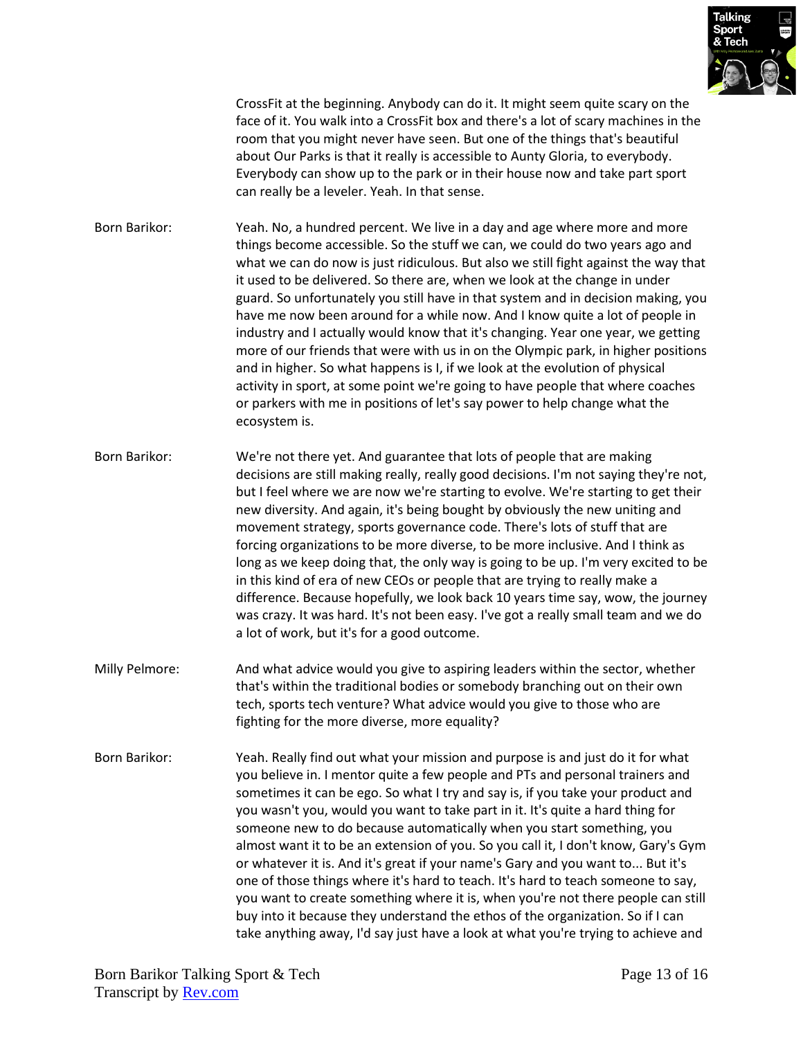CrossFit at the beginning. Anybody can do it. It might seem quite scary on the face of it. You walk into a CrossFit box and there's a lot of scary machines in the room that you might never have seen. But one of the things that's beautiful about Our Parks is that it really is accessible to Aunty Gloria, to everybody. Everybody can show up to the park or in their house now and take part sport can really be a leveler. Yeah. In that sense.

Born Barikor: Yeah. No, a hundred percent. We live in a day and age where more and more things become accessible. So the stuff we can, we could do two years ago and what we can do now is just ridiculous. But also we still fight against the way that it used to be delivered. So there are, when we look at the change in under guard. So unfortunately you still have in that system and in decision making, you have me now been around for a while now. And I know quite a lot of people in industry and I actually would know that it's changing. Year one year, we getting more of our friends that were with us in on the Olympic park, in higher positions and in higher. So what happens is I, if we look at the evolution of physical activity in sport, at some point we're going to have people that where coaches or parkers with me in positions of let's say power to help change what the ecosystem is.

Born Barikor: We're not there yet. And guarantee that lots of people that are making decisions are still making really, really good decisions. I'm not saying they're not, but I feel where we are now we're starting to evolve. We're starting to get their new diversity. And again, it's being bought by obviously the new uniting and movement strategy, sports governance code. There's lots of stuff that are forcing organizations to be more diverse, to be more inclusive. And I think as long as we keep doing that, the only way is going to be up. I'm very excited to be in this kind of era of new CEOs or people that are trying to really make a difference. Because hopefully, we look back 10 years time say, wow, the journey was crazy. It was hard. It's not been easy. I've got a really small team and we do a lot of work, but it's for a good outcome.

Milly Pelmore: And what advice would you give to aspiring leaders within the sector, whether that's within the traditional bodies or somebody branching out on their own tech, sports tech venture? What advice would you give to those who are fighting for the more diverse, more equality?

Born Barikor: Yeah. Really find out what your mission and purpose is and just do it for what you believe in. I mentor quite a few people and PTs and personal trainers and sometimes it can be ego. So what I try and say is, if you take your product and you wasn't you, would you want to take part in it. It's quite a hard thing for someone new to do because automatically when you start something, you almost want it to be an extension of you. So you call it, I don't know, Gary's Gym or whatever it is. And it's great if your name's Gary and you want to... But it's one of those things where it's hard to teach. It's hard to teach someone to say, you want to create something where it is, when you're not there people can still buy into it because they understand the ethos of the organization. So if I can take anything away, I'd say just have a look at what you're trying to achieve and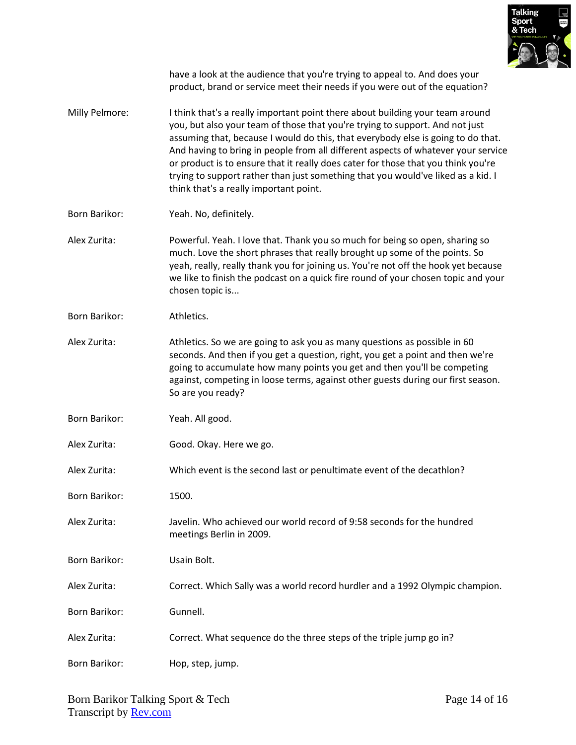have a look at the audience that you're trying to appeal to. And does your product, brand or service meet their needs if you were out of the equation?

**Milly Pelmore:** I think that's a really important point there about building your team around you, but also your team of those that you're trying to support. And not just assuming that, because I would do this, that everybody else is going to do that. And having to bring in people from all different aspects of whatever your service or product is to ensure that it really does cater for those that you think you're trying to support rather than just something that you would've liked as a kid. I think that's a really important point.

**Born Barikor:** Yeah. No, definitely.

**Alex Zurita:** Powerful. Yeah. I love that. Thank you so much for being so open, sharing so much. Love the short phrases that really brought up some of the points. So yeah, really, really thank you for joining us. You're not off the hook yet because we like to finish the podcast on a quick fire round of your chosen topic and your chosen topic is...

**Born Barikor:** Athletics.

**Alex Zurita:** Athletics. So we are going to ask you as many questions as possible in 60 seconds. And then if you get a question, right, you get a point and then we're going to accumulate how many points you get and then you'll be competing against, competing in loose terms, against other guests during our first season. So are you ready?

**Born Barikor:** Yeah. All good.

**Alex Zurita:** Good. Okay. Here we go.

**Alex Zurita:** Which event is the second last or penultimate event of the decathlon?

**Born Barikor:** 1500.

**Alex Zurita:** Javelin. Who achieved our world record of 9:58 seconds for the hundred meetings Berlin in 2009.

**Born Barikor:** Usain Bolt.

**Alex Zurita:** Correct. Which Sally was a world record hurdler and a 1992 Olympic champion.

**Born Barikor:** Gunnell.

**Alex Zurita:** Correct. What sequence do the three steps of the triple jump go in?

**Born Barikor:** Hop, step, jump.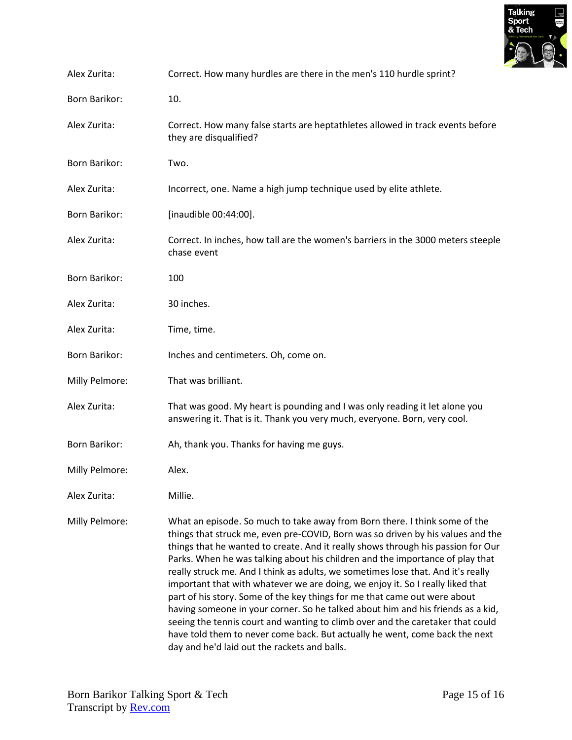Alex Zurita: Correct. How many hurdles are there in the men's 110 hurdle sprint?

Born Barikor: 10.

Alex Zurita: Correct. How many false starts are heptathletes allowed in track events before they are disqualified?

Born Barikor: Two.

Alex Zurita: Incorrect, one. Name a high jump technique used by elite athlete.

Born Barikor: [inaudible 00:44:00].

Alex Zurita: Correct. In inches, how tall are the women's barriers in the 3000 meters steeple chase event

Born Barikor: 100

Alex Zurita: 30 inches.

Alex Zurita: Time, time.

Born Barikor: Inches and centimeters. Oh, come on.

Milly Pelmore: That was brilliant.

Alex Zurita: That was good. My heart is pounding and I was only reading it let alone you answering it. That is it. Thank you very much, everyone. Born, very cool.

Born Barikor: Ah, thank you. Thanks for having me guys.

Milly Pelmore: Alex.

Alex Zurita: Millie.

Milly Pelmore: What an episode. So much to take away from Born there. I think some of the things that struck me, even pre-COVID, Born was so driven by his values and the things that he wanted to create. And it really shows through his passion for Our Parks. When he was talking about his children and the importance of play that really struck me. And I think as adults, we sometimes lose that. And it's really important that with whatever we are doing, we enjoy it. So I really liked that part of his story. Some of the key things for me that came out were about having someone in your corner. So he talked about him and his friends as a kid, seeing the tennis court and wanting to climb over and the caretaker that could have told them to never come back. But actually he went, come back the next day and he'd laid out the rackets and balls.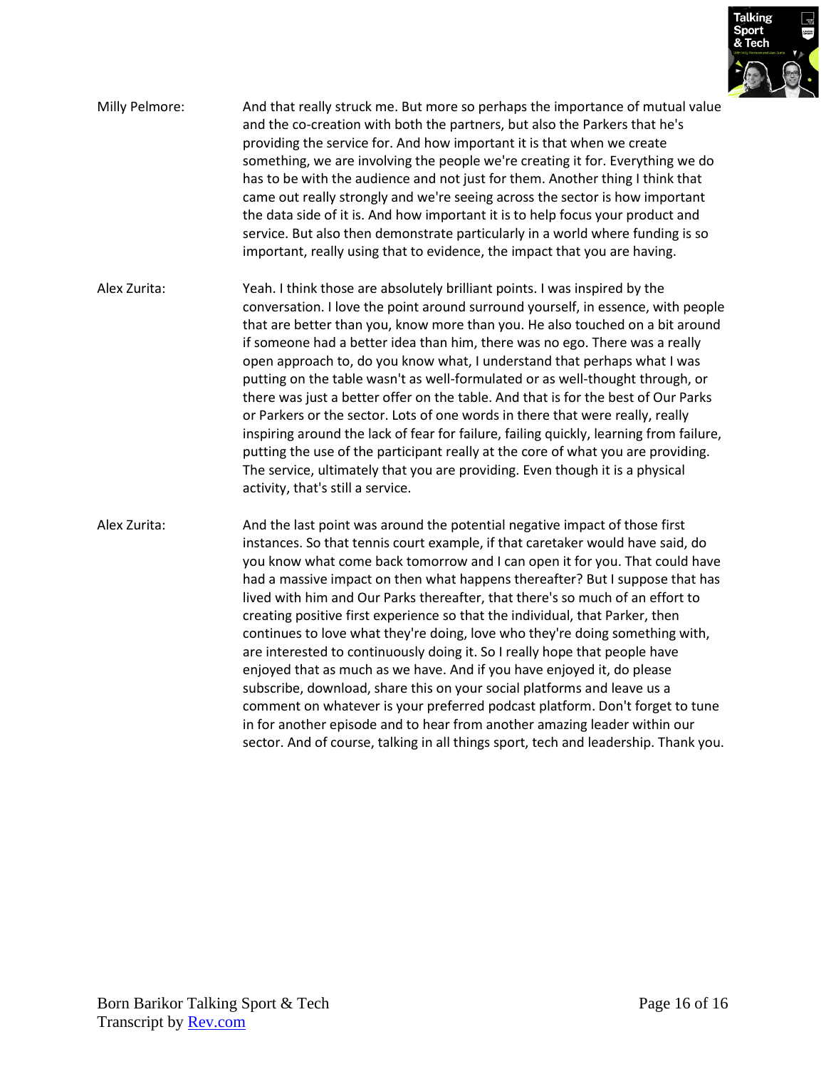Milly Pelmore: And that really struck me. But more so perhaps the importance of mutual value and the co-creation with both the partners, but also the Parkers that he's providing the service for. And how important it is that when we create something, we are involving the people we're creating it for. Everything we do has to be with the audience and not just for them. Another thing I think that came out really strongly and we're seeing across the sector is how important the data side of it is. And how important it is to help focus your product and service. But also then demonstrate particularly in a world where funding is so important, really using that to evidence, the impact that you are having.

Alex Zurita: Yeah. I think those are absolutely brilliant points. I was inspired by the conversation. I love the point around surround yourself, in essence, with people that are better than you, know more than you. He also touched on a bit around if someone had a better idea than him, there was no ego. There was a really open approach to, do you know what, I understand that perhaps what I was putting on the table wasn't as well-formulated or as well-thought through, or there was just a better offer on the table. And that is for the best of Our Parks or Parkers or the sector. Lots of one words in there that were really, really inspiring around the lack of fear for failure, failing quickly, learning from failure, putting the use of the participant really at the core of what you are providing. The service, ultimately that you are providing. Even though it is a physical activity, that's still a service.

Alex Zurita: And the last point was around the potential negative impact of those first instances. So that tennis court example, if that caretaker would have said, do you know what come back tomorrow and I can open it for you. That could have had a massive impact on then what happens thereafter? But I suppose that has lived with him and Our Parks thereafter, that there's so much of an effort to creating positive first experience so that the individual, that Parker, then continues to love what they're doing, love who they're doing something with, are interested to continuously doing it. So I really hope that people have enjoyed that as much as we have. And if you have enjoyed it, do please subscribe, download, share this on your social platforms and leave us a comment on whatever is your preferred podcast platform. Don't forget to tune in for another episode and to hear from another amazing leader within our sector. And of course, talking in all things sport, tech and leadership. Thank you.